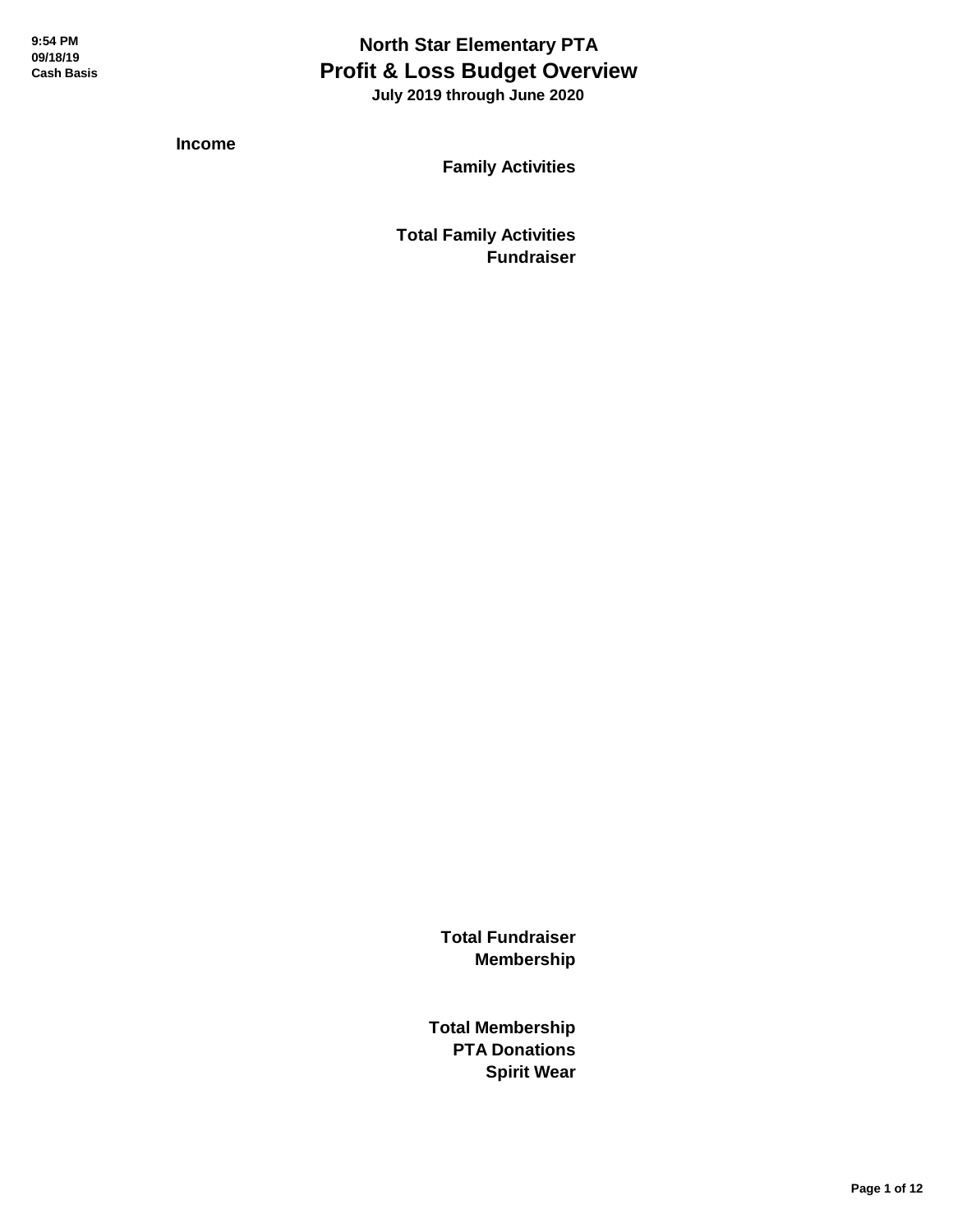# North Star Elementary PTA
## Profit & Loss Budget Overview
**July 2019 through June 2020**

9:54 PM
09/18/19
Cash Basis

**Income**

**Family Activities**

**Total Family Activities**

**Fundraiser**

**Total Fundraiser**

**Membership**

**Total Membership**

**PTA Donations**

**Spirit Wear**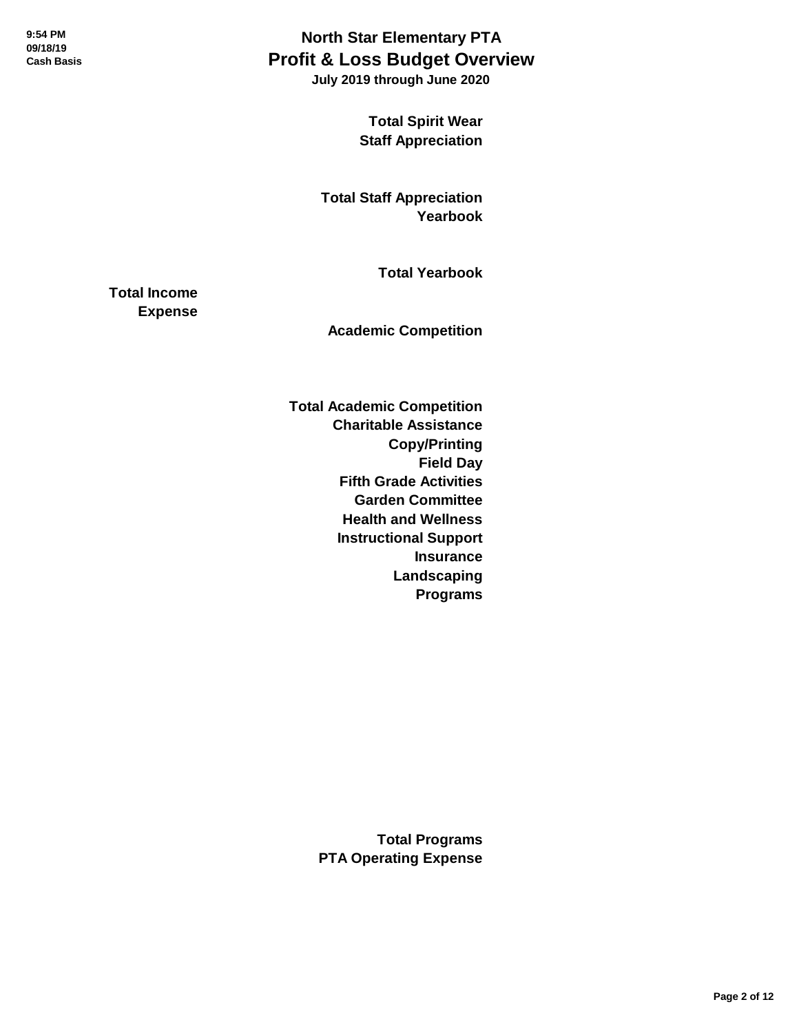# North Star Elementary PTA
## Profit & Loss Budget Overview
**July 2019 through June 2020**

**Total Spirit Wear**

**Staff Appreciation**

**Total Staff Appreciation**

**Yearbook**

**Total Yearbook**

**Total Income**

**Expense**

**Academic Competition**

**Total Academic Competition**

**Charitable Assistance**

**Copy/Printing**

**Field Day**

**Fifth Grade Activities**

**Garden Committee**

**Health and Wellness**

**Instructional Support**

**Insurance**

**Landscaping**

**Programs**

**Total Programs**

**PTA Operating Expense**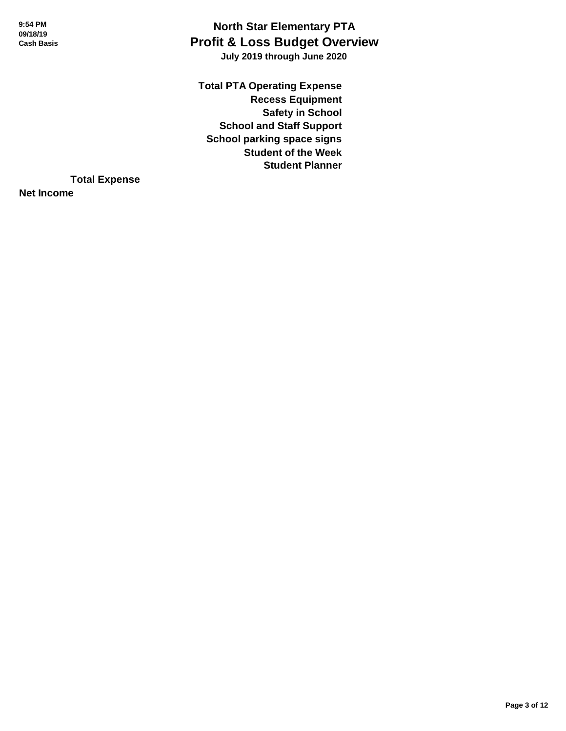# North Star Elementary PTA
## Profit & Loss Budget Overview
**July 2019 through June 2020**

9:54 PM
09/18/19
Cash Basis

**Total PTA Operating Expense**
**Recess Equipment**
**Safety in School**
**School and Staff Support**
**School parking space signs**
**Student of the Week**
**Student Planner**

**Total Expense**

**Net Income**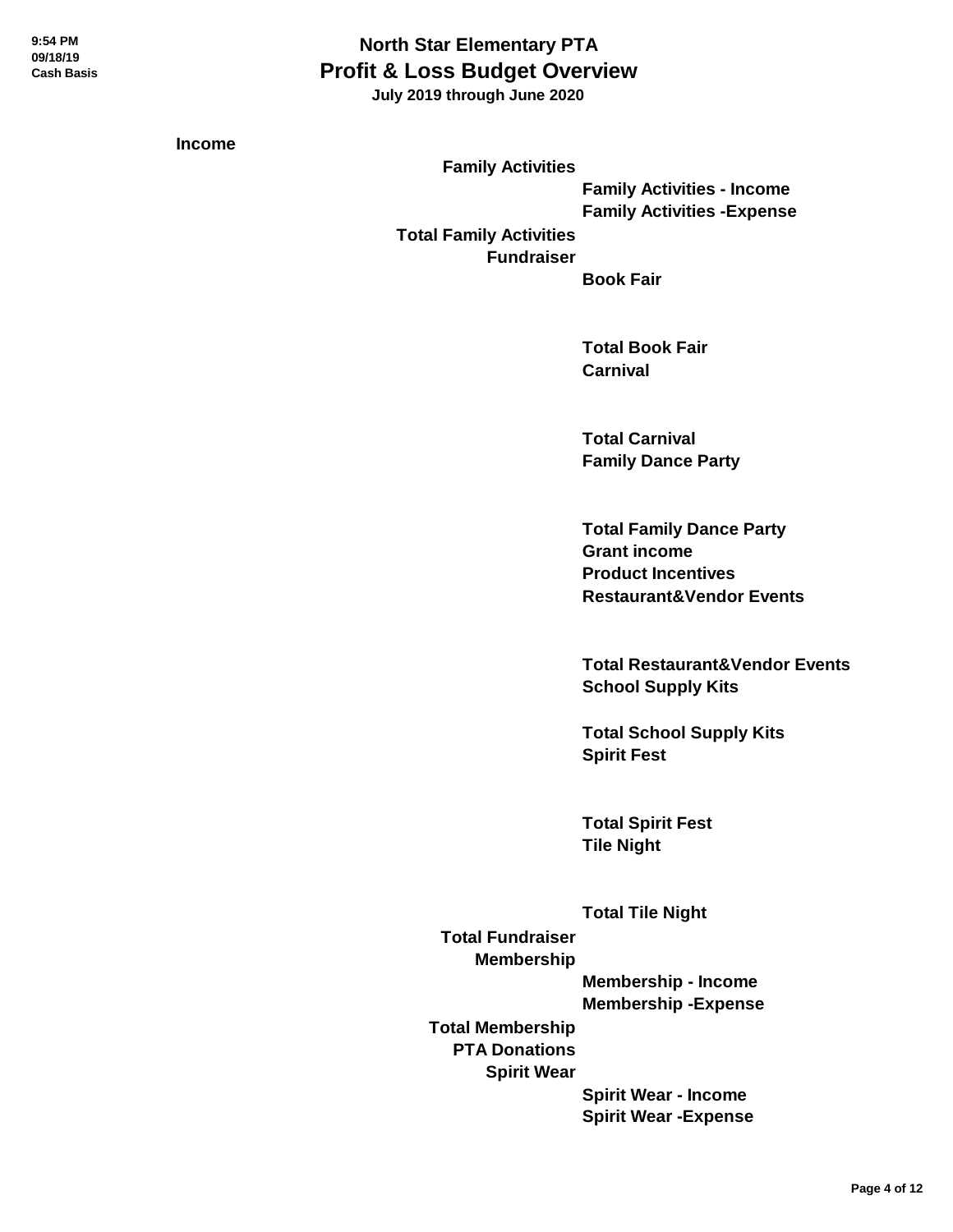# North Star Elementary PTA
## Profit & Loss Budget Overview
### July 2019 through June 2020

9:54 PM
09/18/19
Cash Basis

**Income**

- **Family Activities**
  - **Family Activities - Income**
  - **Family Activities -Expense**
- **Total Family Activities**
- **Fundraiser**
  - **Book Fair**
  - **Total Book Fair**
  - **Carnival**
  - **Total Carnival**
  - **Family Dance Party**
  - **Total Family Dance Party**
  - **Grant income**
  - **Product Incentives**
  - **Restaurant&Vendor Events**
  - **Total Restaurant&Vendor Events**
  - **School Supply Kits**
  - **Total School Supply Kits**
  - **Spirit Fest**
  - **Total Spirit Fest**
  - **Tile Night**
  - **Total Tile Night**
- **Total Fundraiser**
- **Membership**
  - **Membership - Income**
  - **Membership -Expense**
- **Total Membership**
- **PTA Donations**
- **Spirit Wear**
  - **Spirit Wear - Income**
  - **Spirit Wear -Expense**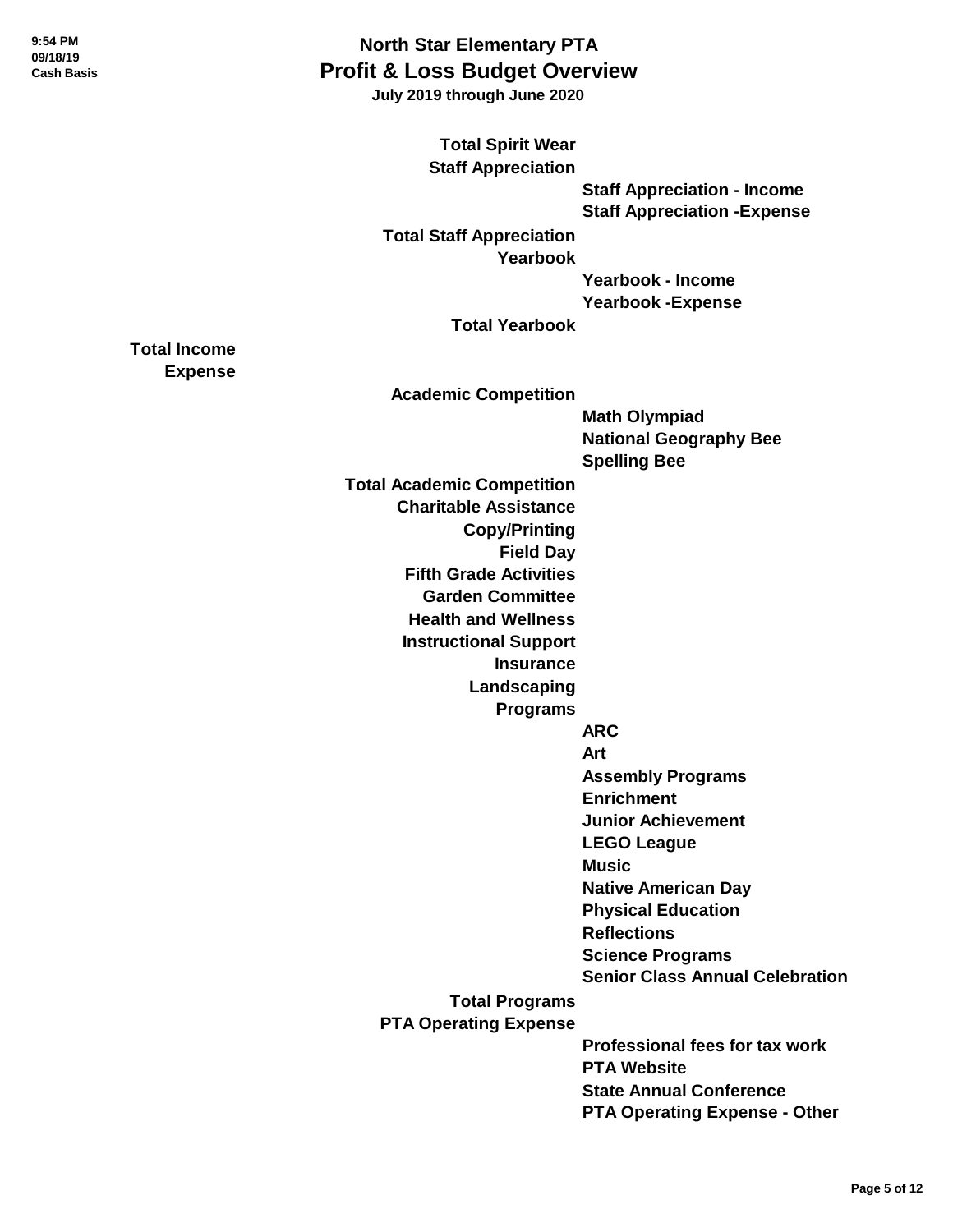# North Star Elementary PTA
## Profit & Loss Budget Overview
**July 2019 through June 2020**

9:54 PM
09/18/19
Cash Basis

- **Total Spirit Wear**
- **Staff Appreciation**
  - **Staff Appreciation - Income**
  - **Staff Appreciation -Expense**
- **Total Staff Appreciation**
- **Yearbook**
  - **Yearbook - Income**
  - **Yearbook -Expense**
- **Total Yearbook**

**Total Income**

**Expense**

- **Academic Competition**
  - **Math Olympiad**
  - **National Geography Bee**
  - **Spelling Bee**
- **Total Academic Competition**
- **Charitable Assistance**
- **Copy/Printing**
- **Field Day**
- **Fifth Grade Activities**
- **Garden Committee**
- **Health and Wellness**
- **Instructional Support**
- **Insurance**
- **Landscaping**
- **Programs**
  - **ARC**
  - **Art**
  - **Assembly Programs**
  - **Enrichment**
  - **Junior Achievement**
  - **LEGO League**
  - **Music**
  - **Native American Day**
  - **Physical Education**
  - **Reflections**
  - **Science Programs**
  - **Senior Class Annual Celebration**
- **Total Programs**
- **PTA Operating Expense**
  - **Professional fees for tax work**
  - **PTA Website**
  - **State Annual Conference**
  - **PTA Operating Expense - Other**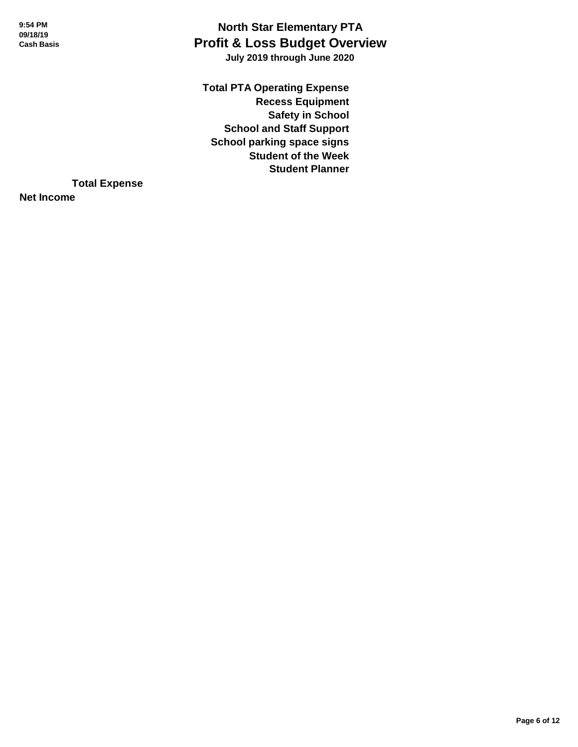# North Star Elementary PTA
## Profit & Loss Budget Overview
### July 2019 through June 2020

9:54 PM
09/18/19
Cash Basis

**Total PTA Operating Expense**
**Recess Equipment**
**Safety in School**
**School and Staff Support**
**School parking space signs**
**Student of the Week**
**Student Planner**

**Total Expense**

**Net Income**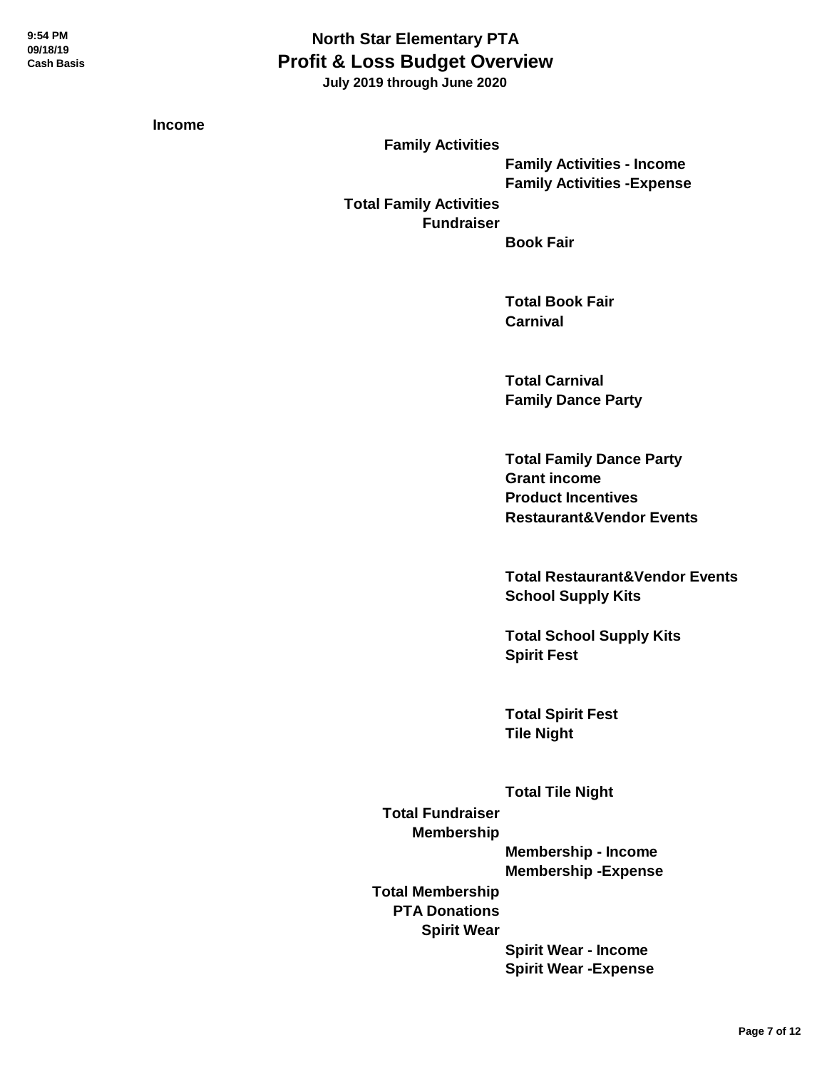# North Star Elementary PTA
## Profit & Loss Budget Overview
**July 2019 through June 2020**

- **Income**
  - **Family Activities**
    - **Family Activities - Income**
    - **Family Activities -Expense**
  - **Total Family Activities**
  - **Fundraiser**
    - **Book Fair**
    - **Total Book Fair**
    - **Carnival**
    - **Total Carnival**
    - **Family Dance Party**
    - **Total Family Dance Party**
    - **Grant income**
    - **Product Incentives**
    - **Restaurant&Vendor Events**
    - **Total Restaurant&Vendor Events**
    - **School Supply Kits**
    - **Total School Supply Kits**
    - **Spirit Fest**
    - **Total Spirit Fest**
    - **Tile Night**
    - **Total Tile Night**
  - **Total Fundraiser**
  - **Membership**
    - **Membership - Income**
    - **Membership -Expense**
  - **Total Membership**
  - **PTA Donations**
  - **Spirit Wear**
    - **Spirit Wear - Income**
    - **Spirit Wear -Expense**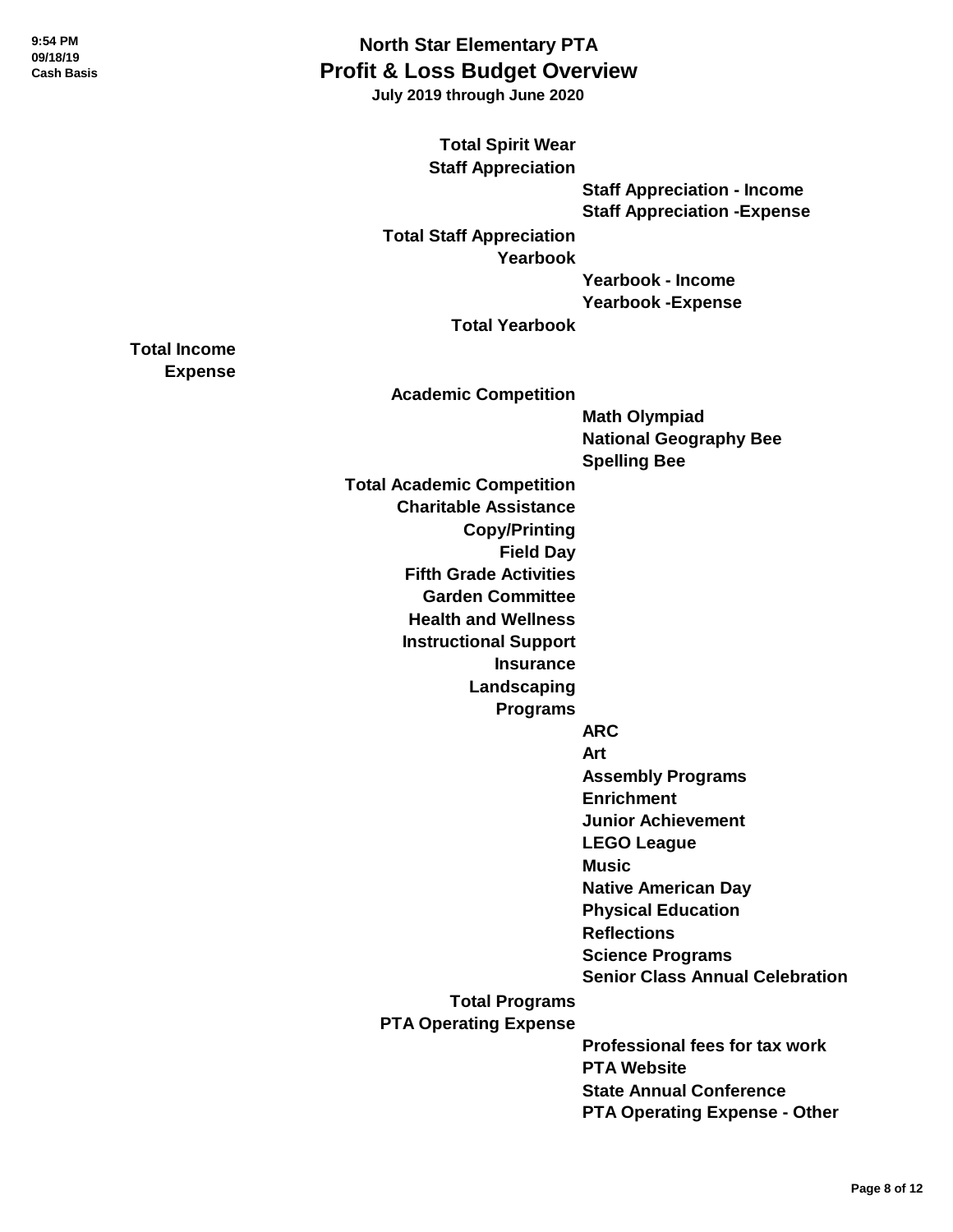# North Star Elementary PTA
## Profit & Loss Budget Overview
**July 2019 through June 2020**

9:54 PM
09/18/19
Cash Basis

**Total Spirit Wear**

**Staff Appreciation**

- **Staff Appreciation - Income**
- **Staff Appreciation -Expense**

**Total Staff Appreciation**

**Yearbook**

- **Yearbook - Income**
- **Yearbook -Expense**

**Total Yearbook**

**Total Income**

**Expense**

**Academic Competition**

- **Math Olympiad**
- **National Geography Bee**
- **Spelling Bee**

**Total Academic Competition**

**Charitable Assistance**

**Copy/Printing**

**Field Day**

**Fifth Grade Activities**

**Garden Committee**

**Health and Wellness**

**Instructional Support**

**Insurance**

**Landscaping**

**Programs**

- **ARC**
- **Art**
- **Assembly Programs**
- **Enrichment**
- **Junior Achievement**
- **LEGO League**
- **Music**
- **Native American Day**
- **Physical Education**
- **Reflections**
- **Science Programs**
- **Senior Class Annual Celebration**

**Total Programs**

**PTA Operating Expense**

- **Professional fees for tax work**
- **PTA Website**
- **State Annual Conference**
- **PTA Operating Expense - Other**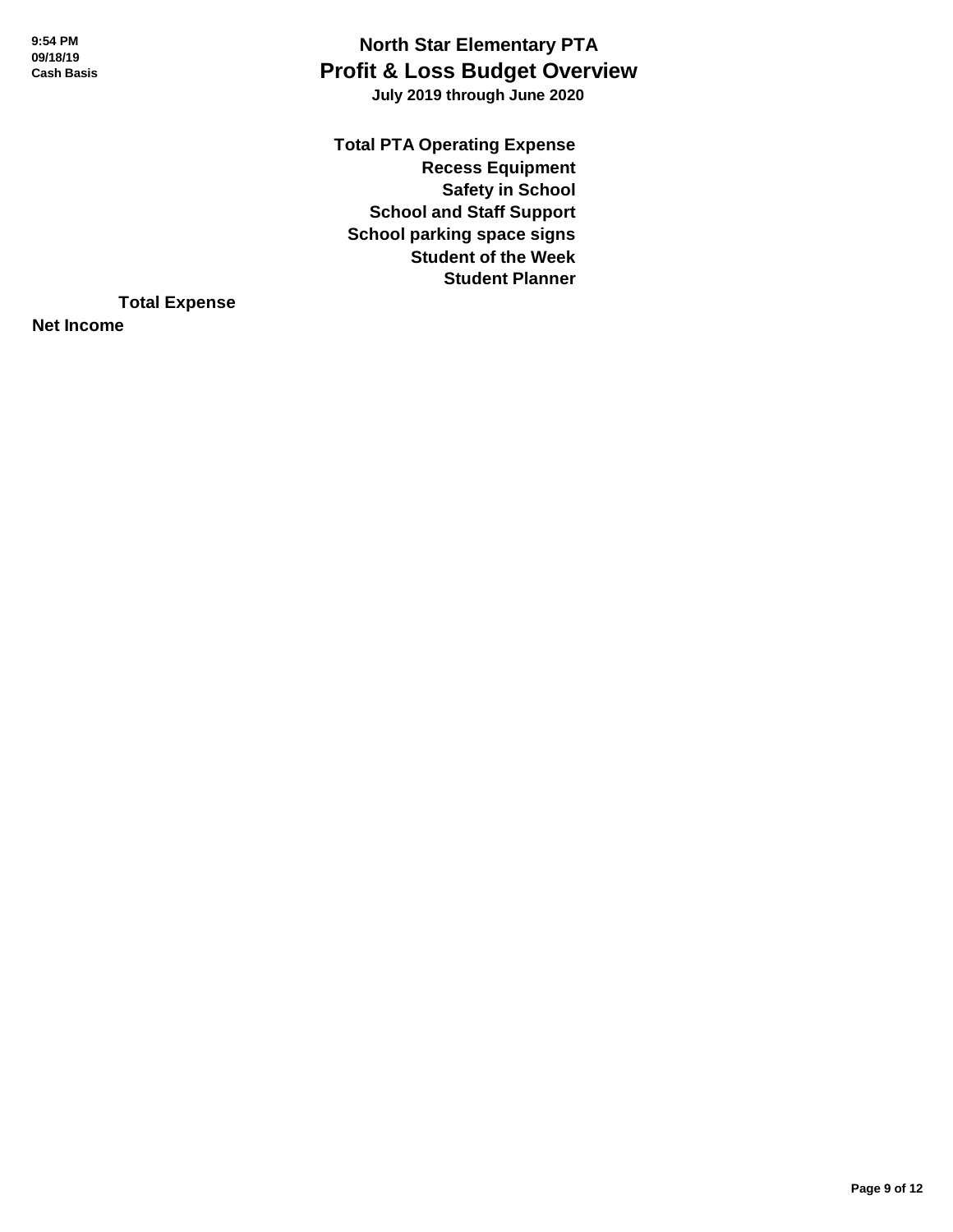# North Star Elementary PTA
## Profit & Loss Budget Overview
**July 2019 through June 2020**

**Total PTA Operating Expense**
**Recess Equipment**
**Safety in School**
**School and Staff Support**
**School parking space signs**
**Student of the Week**
**Student Planner**

**Total Expense**

**Net Income**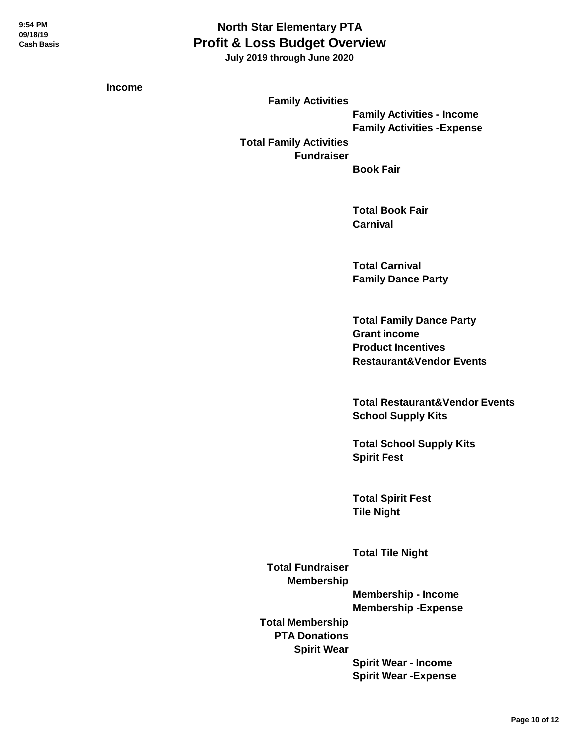# North Star Elementary PTA
## Profit & Loss Budget Overview
**July 2019 through June 2020**

9:54 PM
09/18/19
Cash Basis

**Income**

- **Family Activities**
  - **Family Activities - Income**
  - **Family Activities -Expense**
- **Total Family Activities**
- **Fundraiser**
  - **Book Fair**
  - **Total Book Fair**
  - **Carnival**
  - **Total Carnival**
  - **Family Dance Party**
  - **Total Family Dance Party**
  - **Grant income**
  - **Product Incentives**
  - **Restaurant&Vendor Events**
  - **Total Restaurant&Vendor Events**
  - **School Supply Kits**
  - **Total School Supply Kits**
  - **Spirit Fest**
  - **Total Spirit Fest**
  - **Tile Night**
  - **Total Tile Night**
- **Total Fundraiser**
- **Membership**
  - **Membership - Income**
  - **Membership -Expense**
- **Total Membership**
- **PTA Donations**
- **Spirit Wear**
  - **Spirit Wear - Income**
  - **Spirit Wear -Expense**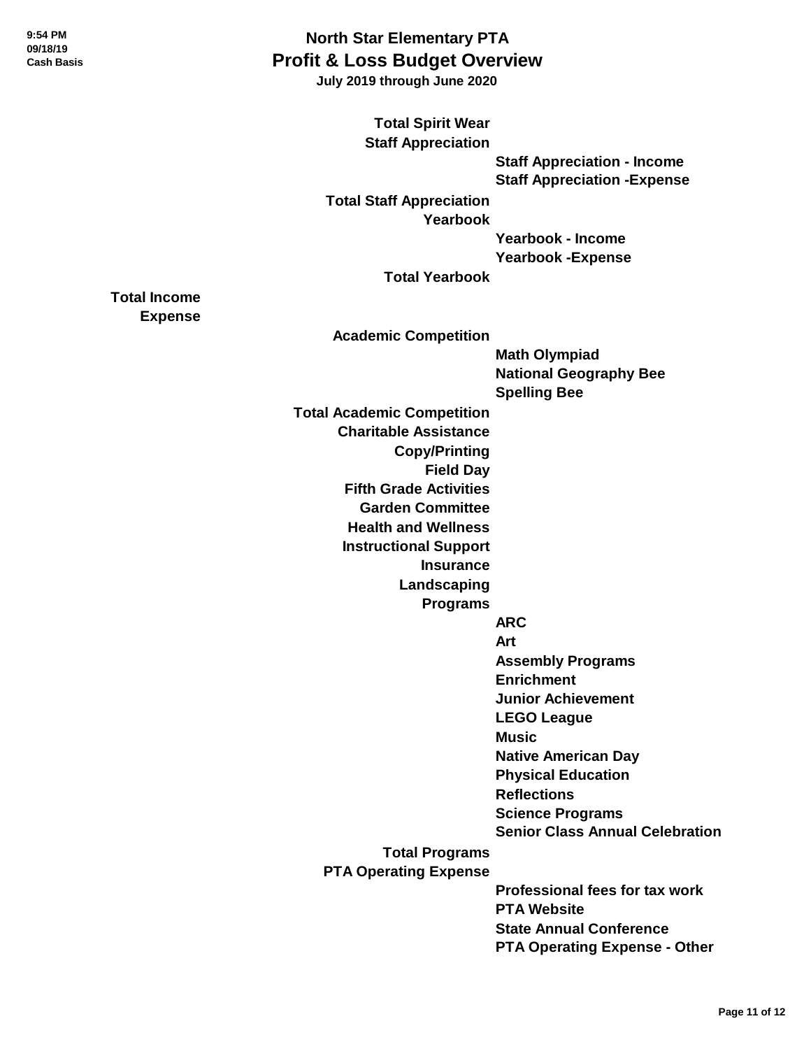# North Star Elementary PTA
## Profit & Loss Budget Overview
**July 2019 through June 2020**

9:54 PM
09/18/19
Cash Basis

**Total Spirit Wear**

**Staff Appreciation**

- **Staff Appreciation - Income**
- **Staff Appreciation -Expense**

**Total Staff Appreciation**

**Yearbook**

- **Yearbook - Income**
- **Yearbook -Expense**

**Total Yearbook**

**Total Income**

**Expense**

**Academic Competition**

- **Math Olympiad**
- **National Geography Bee**
- **Spelling Bee**

**Total Academic Competition**

**Charitable Assistance**

**Copy/Printing**

**Field Day**

**Fifth Grade Activities**

**Garden Committee**

**Health and Wellness**

**Instructional Support**

**Insurance**

**Landscaping**

**Programs**

- **ARC**
- **Art**
- **Assembly Programs**
- **Enrichment**
- **Junior Achievement**
- **LEGO League**
- **Music**
- **Native American Day**
- **Physical Education**
- **Reflections**
- **Science Programs**
- **Senior Class Annual Celebration**

**Total Programs**

**PTA Operating Expense**

- **Professional fees for tax work**
- **PTA Website**
- **State Annual Conference**
- **PTA Operating Expense - Other**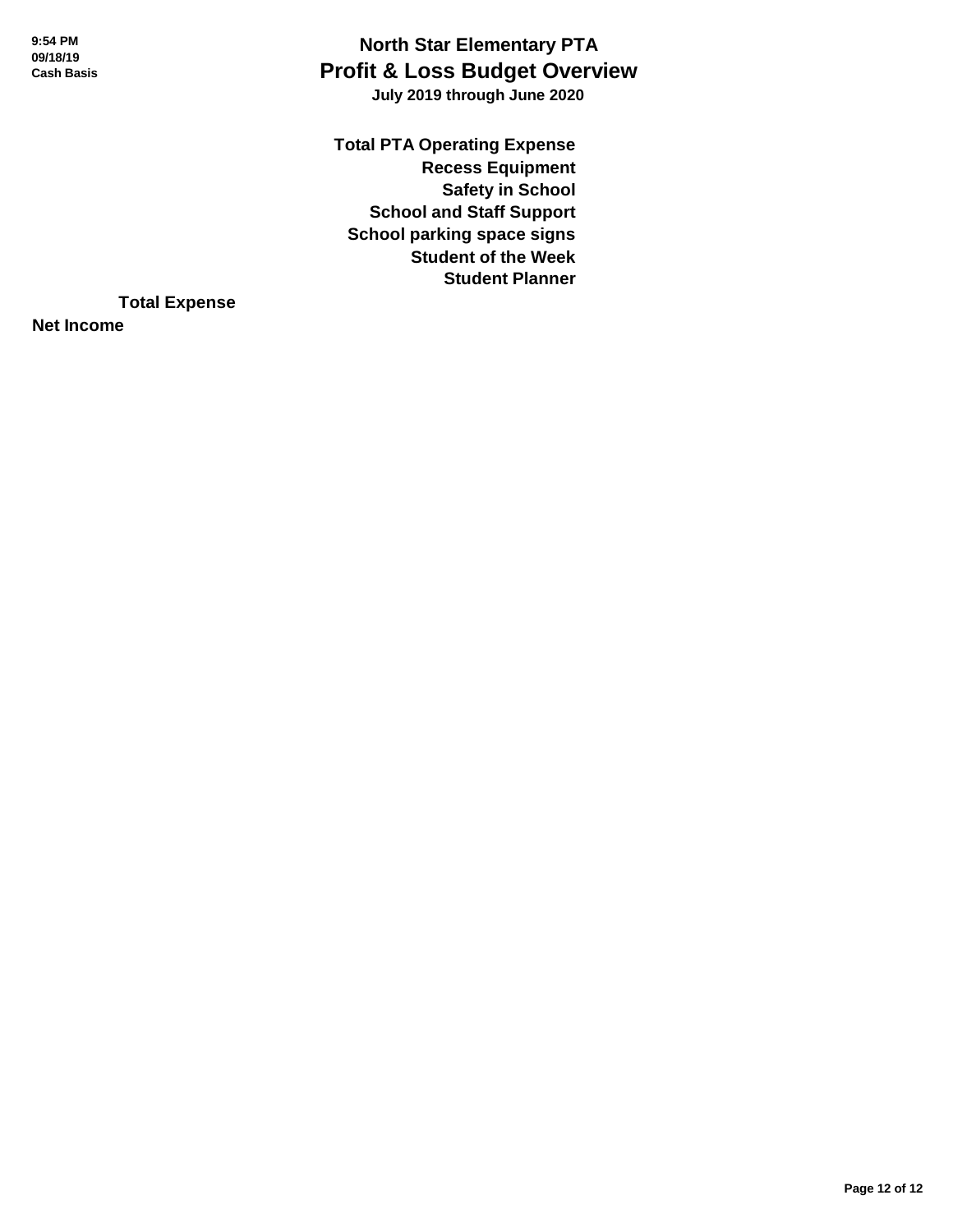# North Star Elementary PTA
## Profit & Loss Budget Overview
**July 2019 through June 2020**

9:54 PM
09/18/19
Cash Basis

| |
|---|
| **Total PTA Operating Expense** |
| **Recess Equipment** |
| **Safety in School** |
| **School and Staff Support** |
| **School parking space signs** |
| **Student of the Week** |
| **Student Planner** |
| **Total Expense** |
| **Net Income** |